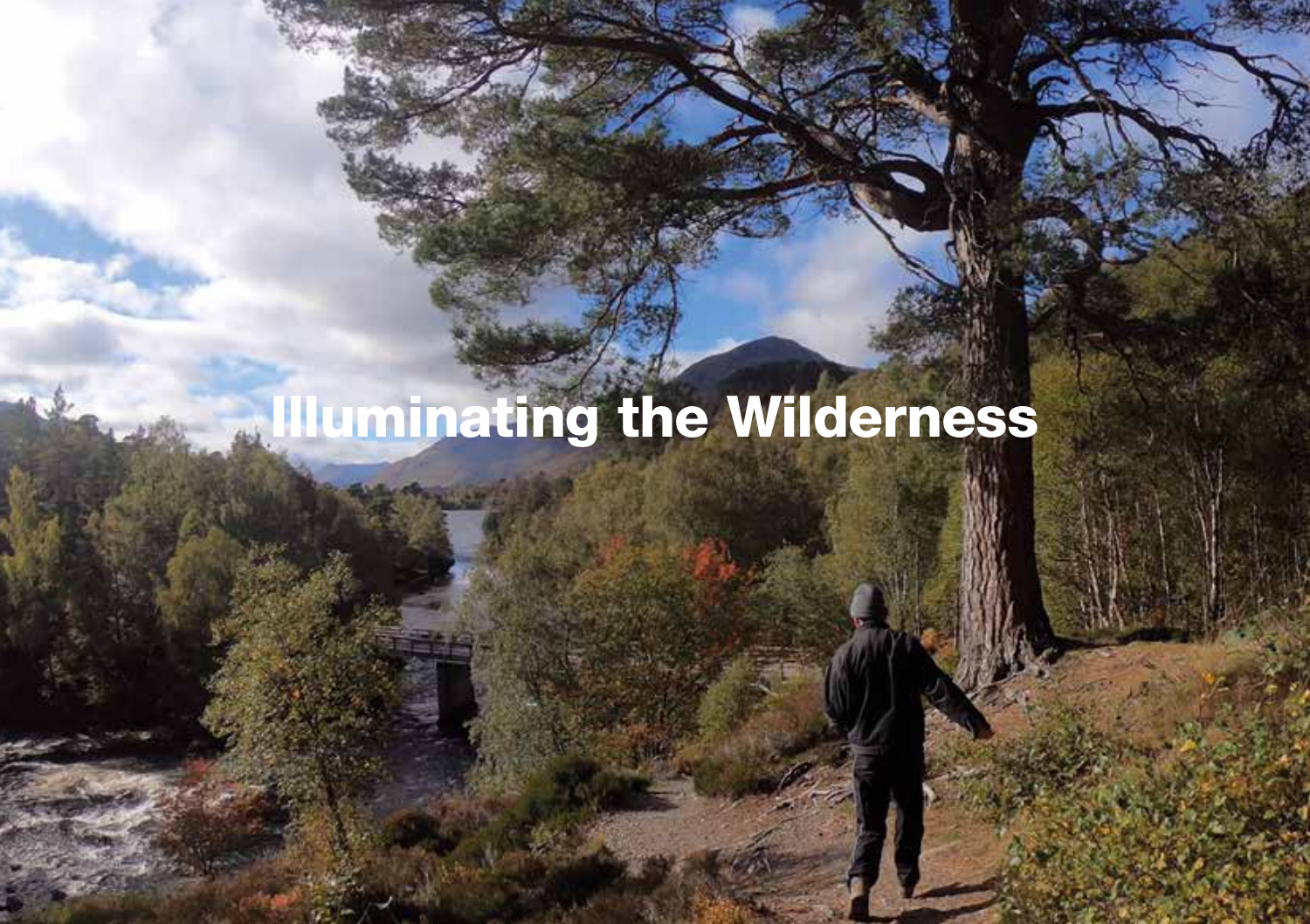# Illuminating the Wilderness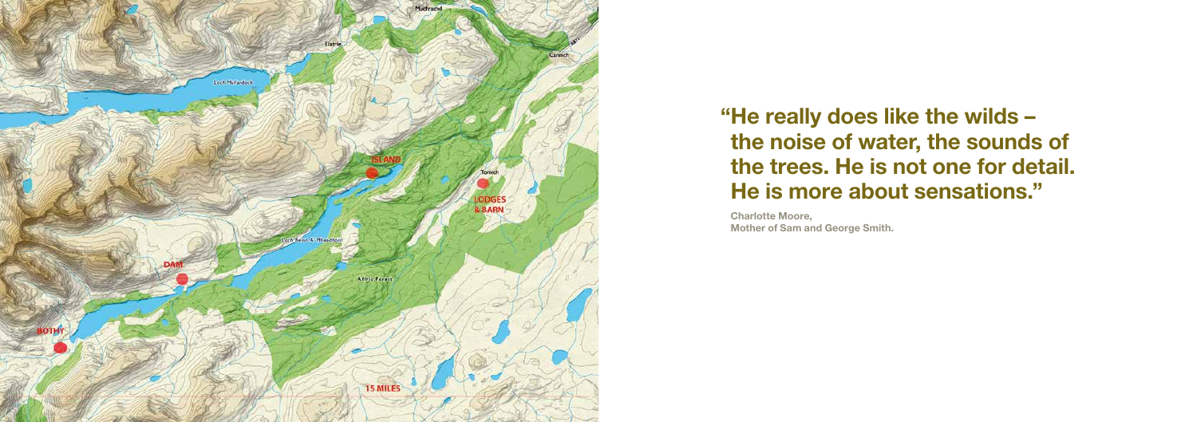"He really does like the wilds – the noise of water, the sounds of the trees. He is not one for detail. He is more about sensations."

**Charlotte Moore,**
**Mother of Sam and George Smith.**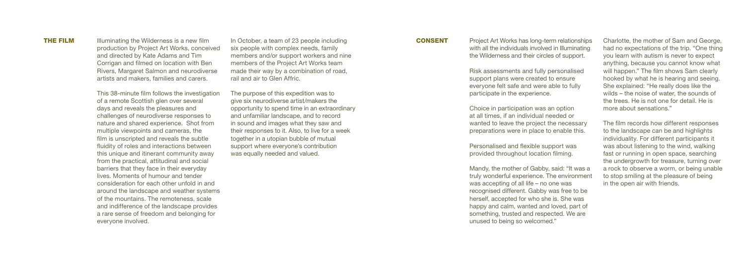## THE FILM

Illuminating the Wilderness is a new film production by Project Art Works, conceived and directed by Kate Adams and Tim Corrigan and filmed on location with Ben Rivers, Margaret Salmon and neurodiverse artists and makers, families and carers.

This 38-minute film follows the investigation of a remote Scottish glen over several days and reveals the pleasures and challenges of neurodiverse responses to nature and shared experience. Shot from multiple viewpoints and cameras, the film is unscripted and reveals the subtle fluidity of roles and interactions between this unique and itinerant community away from the practical, attitudinal and social barriers that they face in their everyday lives. Moments of humour and tender consideration for each other unfold in and around the landscape and weather systems of the mountains. The remoteness, scale and indifference of the landscape provides a rare sense of freedom and belonging for everyone involved.

In October, a team of 23 people including six people with complex needs, family members and/or support workers and nine members of the Project Art Works team made their way by a combination of road, rail and air to Glen Affric.

The purpose of this expedition was to give six neurodiverse artist/makers the opportunity to spend time in an extraordinary and unfamiliar landscape, and to record in sound and images what they saw and their responses to it. Also, to live for a week together in a utopian bubble of mutual support where everyone's contribution was equally needed and valued.

## CONSENT

Project Art Works has long-term relationships with all the individuals involved in Illuminating the Wilderness and their circles of support.

Risk assessments and fully personalised support plans were created to ensure everyone felt safe and were able to fully participate in the experience.

Choice in participation was an option at all times, if an individual needed or wanted to leave the project the necessary preparations were in place to enable this.

Personalised and flexible support was provided throughout location filming.

Mandy, the mother of Gabby, said: "It was a truly wonderful experience. The environment was accepting of all life – no one was recognised different. Gabby was free to be herself, accepted for who she is. She was happy and calm, wanted and loved, part of something, trusted and respected. We are unused to being so welcomed."

Charlotte, the mother of Sam and George, had no expectations of the trip. "One thing you learn with autism is never to expect anything, because you cannot know what will happen." The film shows Sam clearly hooked by what he is hearing and seeing. She explained: "He really does like the wilds – the noise of water, the sounds of the trees. He is not one for detail. He is more about sensations."

The film records how different responses to the landscape can be and highlights individuality. For different participants it was about listening to the wind, walking fast or running in open space, searching the undergrowth for treasure, turning over a rock to observe a worm, or being unable to stop smiling at the pleasure of being in the open air with friends.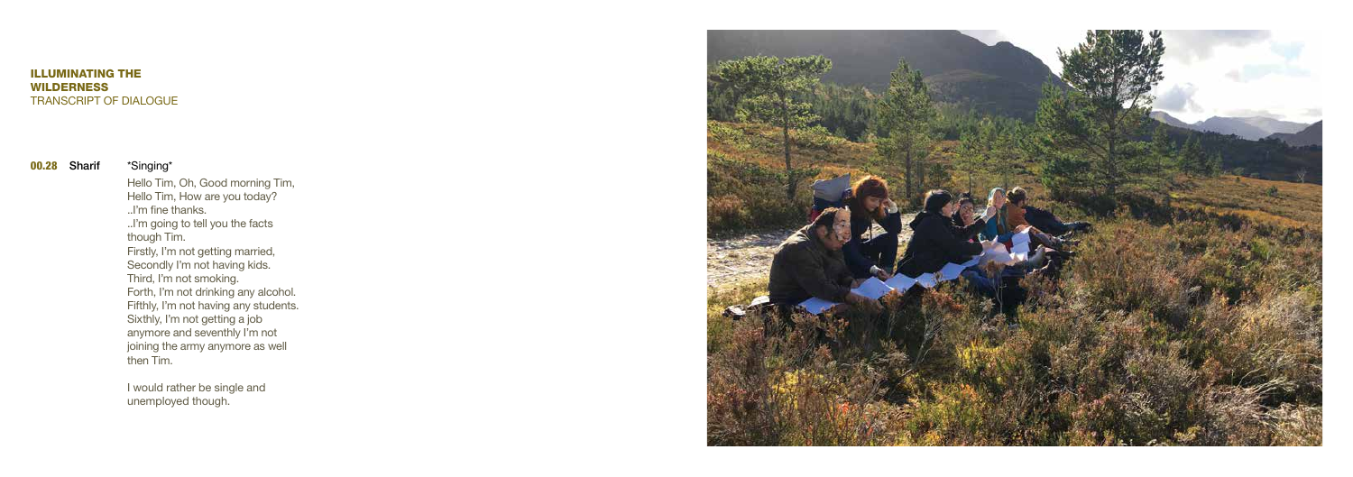## ILLUMINATING THE WILDERNESS

TRANSCRIPT OF DIALOGUE

**00.28** **Sharif** *Singing*

Hello Tim, Oh, Good morning Tim,
Hello Tim, How are you today?
..I'm fine thanks.
..I'm going to tell you the facts though Tim.
Firstly, I'm not getting married,
Secondly I'm not having kids.
Third, I'm not smoking.
Forth, I'm not drinking any alcohol.
Fifthly, I'm not having any students.
Sixthly, I'm not getting a job anymore and seventhly I'm not joining the army anymore as well then Tim.

I would rather be single and unemployed though.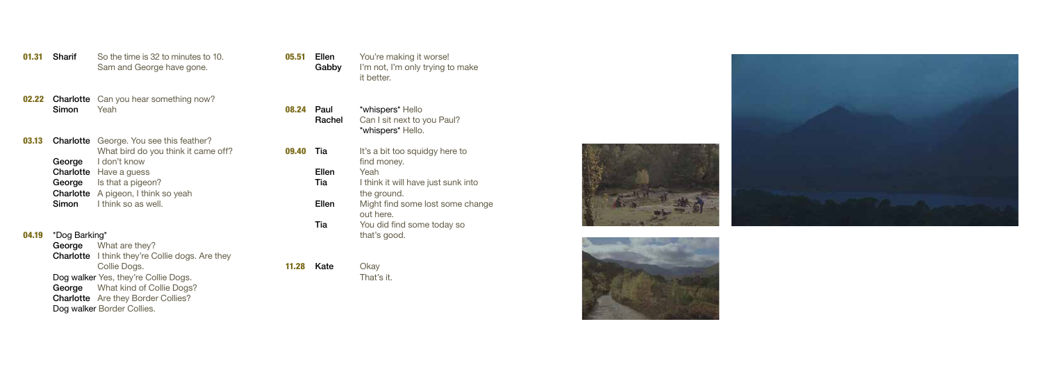**01.31** **Sharif** So the time is 32 to minutes to 10. Sam and George have gone.

**02.22** **Charlotte** Can you hear something now?
**Simon** Yeah

**03.13** **Charlotte** George. You see this feather? What bird do you think it came off?
**George** I don't know
**Charlotte** Have a guess
**George** Is that a pigeon?
**Charlotte** A pigeon, I think so yeah
**Simon** I think so as well.

**04.19** *Dog Barking*
**George** What are they?
**Charlotte** I think they're Collie dogs. Are they Collie Dogs.
Dog walker Yes, they're Collie Dogs.
**George** What kind of Collie Dogs?
**Charlotte** Are they Border Collies?
Dog walker Border Collies.

**05.51** **Ellen** You're making it worse!
**Gabby** I'm not, I'm only trying to make it better.

**08.24** **Paul** *whispers* Hello
**Rachel** Can I sit next to you Paul? *whispers* Hello.

**09.40** **Tia** It's a bit too squidgy here to find money.
**Ellen** Yeah
**Tia** I think it will have just sunk into the ground.
**Ellen** Might find some lost some change out here.
**Tia** You did find some today so that's good.

**11.28** **Kate** Okay
That's it.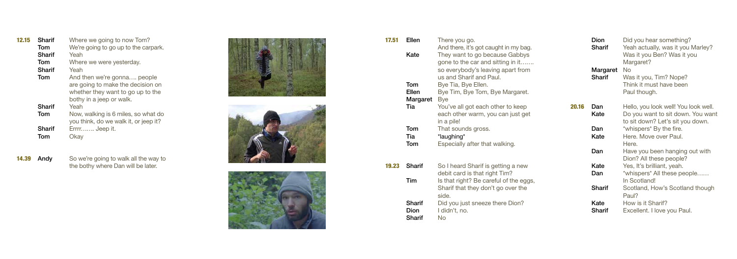**12.15** **Sharif** Where we going to now Tom?
**Tom** We're going to go up to the carpark.
**Sharif** Yeah
**Tom** Where we were yesterday.
**Sharif** Yeah
**Tom** And then we're gonna…. people are going to make the decision on whether they want to go up to the bothy in a jeep or walk.
**Sharif** Yeah
**Tom** Now, walking is 6 miles, so what do you think, do we walk it, or jeep it?
**Sharif** Errrr……. Jeep it.
**Tom** Okay

**14.39** **Andy** So we're going to walk all the way to the bothy where Dan will be later.

**17.51** **Ellen** There you go. And there, it's got caught in my bag.
**Kate** They want to go because Gabbys gone to the car and sitting in it……. so everybody's leaving apart from us and Sharif and Paul.
**Tom** Bye Tia, Bye Ellen.
**Ellen** Bye Tim, Bye Tom, Bye Margaret.
**Margaret** Bye
**Tia** You've all got each other to keep each other warm, you can just get in a pile!
**Tom** That sounds gross.
**Tia** \*laughing\*
**Tom** Especially after that walking.

**19.23** **Sharif** So I heard Sharif is getting a new debit card is that right Tim?
**Tim** Is that right? Be careful of the eggs, Sharif that they don't go over the side.
**Sharif** Did you just sneeze there Dion?
**Dion** I didn't, no.
**Sharif** No
**Dion** Did you hear something?
**Sharif** Yeah actually, was it you Marley? Was it you Ben? Was it you Margaret?
**Margaret** No
**Sharif** Was it you, Tim? Nope? Think it must have been Paul though.

**20.16** **Dan** Hello, you look well! You look well.
**Kate** Do you want to sit down. You want to sit down? Let's sit you down.
**Dan** \*whispers\* By the fire.
**Kate** Here. Move over Paul. Here.
**Dan** Have you been hanging out with Dion? All these people?
**Kate** Yes, It's brilliant, yeah.
**Dan** \*whispers\* All these people…… In Scotland!
**Sharif** Scotland, How's Scotland though Paul?
**Kate** How is it Sharif?
**Sharif** Excellent. I love you Paul.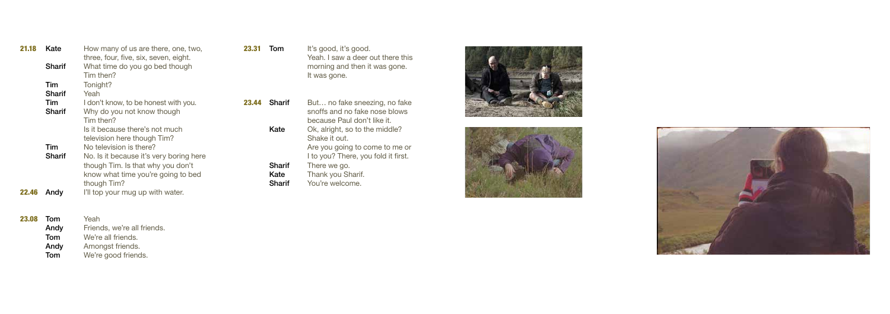**21.18** **Kate** How many of us are there, one, two, three, four, five, six, seven, eight.
**Sharif** What time do you go bed though Tim then?
**Tim** Tonight?
**Sharif** Yeah
**Tim** I don't know, to be honest with you.
**Sharif** Why do you not know though Tim then?
Is it because there's not much television here though Tim?
**Tim** No television is there?
**Sharif** No. Is it because it's very boring here though Tim. Is that why you don't know what time you're going to bed though Tim?

**22.46** **Andy** I'll top your mug up with water.

**23.08** **Tom** Yeah
**Andy** Friends, we're all friends.
**Tom** We're all friends.
**Andy** Amongst friends.
**Tom** We're good friends.

**23.31** **Tom** It's good, it's good.
Yeah. I saw a deer out there this morning and then it was gone.
It was gone.

**23.44** **Sharif** But… no fake sneezing, no fake snoffs and no fake nose blows because Paul don't like it.
**Kate** Ok, alright, so to the middle?
Shake it out.
Are you going to come to me or I to you? There, you fold it first.
**Sharif** There we go.
**Kate** Thank you Sharif.
**Sharif** You're welcome.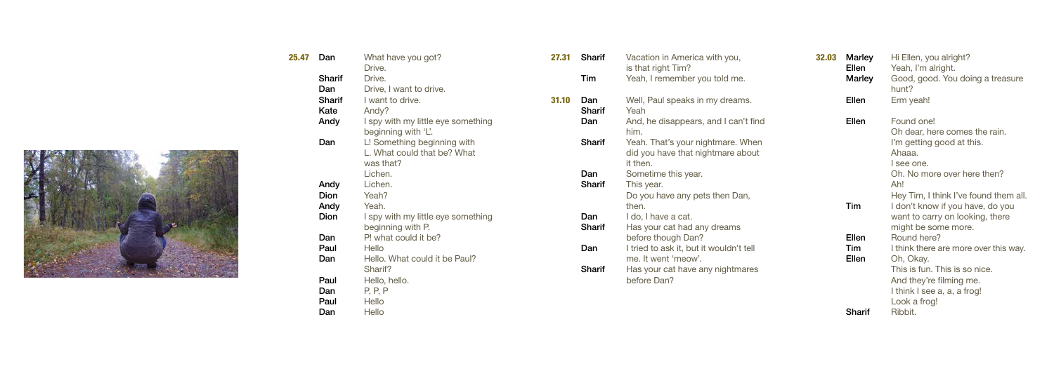**25.47**

**Dan** What have you got?
Drive.

**Sharif** Drive.

**Dan** Drive, I want to drive.

**Sharif** I want to drive.

**Kate** Andy?

**Andy** I spy with my little eye something beginning with 'L'.

**Dan** L! Something beginning with L. What could that be? What was that?
Lichen.

**Andy** Lichen.

**Dion** Yeah?

**Andy** Yeah.

**Dion** I spy with my little eye something beginning with P.

**Dan** P! what could it be?

**Paul** Hello

**Dan** Hello. What could it be Paul?
Sharif?

**Paul** Hello, hello.

**Dan** P, P, P

**Paul** Hello

**Dan** Hello

**27.31**

**Sharif** Vacation in America with you, is that right Tim?

**Tim** Yeah, I remember you told me.

**31.10**

**Dan** Well, Paul speaks in my dreams.

**Sharif** Yeah

**Dan** And, he disappears, and I can't find him.

**Sharif** Yeah. That's your nightmare. When did you have that nightmare about it then.

**Dan** Sometime this year.

**Sharif** This year.
Do you have any pets then Dan, then.

**Dan** I do, I have a cat.

**Sharif** Has your cat had any dreams before though Dan?

**Dan** I tried to ask it, but it wouldn't tell me. It went 'meow'.

**Sharif** Has your cat have any nightmares before Dan?

**32.03**

**Marley** Hi Ellen, you alright?

**Ellen** Yeah, I'm alright.

**Marley** Good, good. You doing a treasure hunt?

**Ellen** Erm yeah!

**Ellen** Found one!
Oh dear, here comes the rain.
I'm getting good at this.
Ahaaa.
I see one.
Oh. No more over here then?
Ah!
Hey Tim, I think I've found them all.

**Tim** I don't know if you have, do you want to carry on looking, there might be some more.

**Ellen** Round here?

**Tim** I think there are more over this way.

**Ellen** Oh, Okay.
This is fun. This is so nice.
And they're filming me.
I think I see a, a, a frog!
Look a frog!

**Sharif** Ribbit.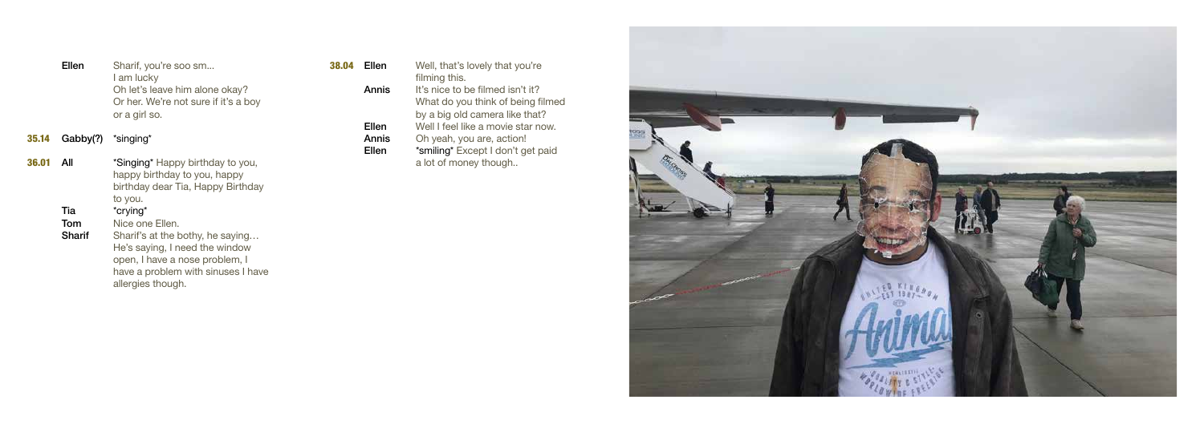| | | |
|---|---|---|
| | **Ellen** | Sharif, you're soo sm...<br>I am lucky<br>Oh let's leave him alone okay?<br>Or her. We're not sure if it's a boy or a girl so. |
| **35.14** | **Gabby(?)** | *singing* |
| **36.01** | **All** | *Singing* Happy birthday to you, happy birthday to you, happy birthday dear Tia, Happy Birthday to you. |
| | **Tia** | *crying* |
| | **Tom** | Nice one Ellen. |
| | **Sharif** | Sharif's at the bothy, he saying…<br>He's saying, I need the window open, I have a nose problem, I have a problem with sinuses I have allergies though. |

| | | |
|---|---|---|
| **38.04** | **Ellen** | Well, that's lovely that you're filming this. |
| | **Annis** | It's nice to be filmed isn't it?<br>What do you think of being filmed by a big old camera like that? |
| | **Ellen** | Well I feel like a movie star now. |
| | **Annis** | Oh yeah, you are, action! |
| | **Ellen** | *smiling* Except I don't get paid a lot of money though.. |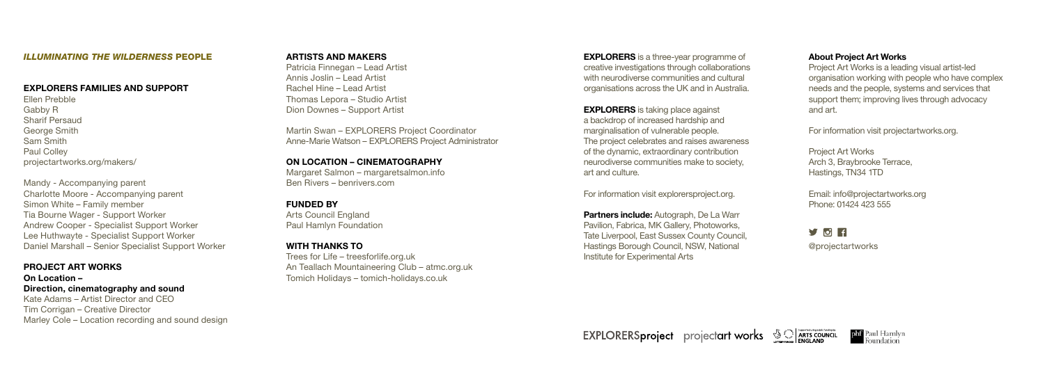## *ILLUMINATING THE WILDERNESS* PEOPLE

### EXPLORERS FAMILIES AND SUPPORT

Ellen Prebble
Gabby R
Sharif Persaud
George Smith
Sam Smith
Paul Colley
projectartworks.org/makers/

Mandy - Accompanying parent
Charlotte Moore - Accompanying parent
Simon White – Family member
Tia Bourne Wager - Support Worker
Andrew Cooper - Specialist Support Worker
Lee Huthwayte - Specialist Support Worker
Daniel Marshall – Senior Specialist Support Worker

### PROJECT ART WORKS

**On Location –**
**Direction, cinematography and sound**

Kate Adams – Artist Director and CEO
Tim Corrigan – Creative Director
Marley Cole – Location recording and sound design

### ARTISTS AND MAKERS

Patricia Finnegan – Lead Artist
Annis Joslin – Lead Artist
Rachel Hine – Lead Artist
Thomas Lepora – Studio Artist
Dion Downes – Support Artist

Martin Swan – EXPLORERS Project Coordinator
Anne-Marie Watson – EXPLORERS Project Administrator

### ON LOCATION – CINEMATOGRAPHY

Margaret Salmon – margaretsalmon.info
Ben Rivers – benrivers.com

### FUNDED BY

Arts Council England
Paul Hamlyn Foundation

### WITH THANKS TO

Trees for Life – treesforlife.org.uk
An Teallach Mountaineering Club – atmc.org.uk
Tomich Holidays – tomich-holidays.co.uk

**EXPLORERS** is a three-year programme of creative investigations through collaborations with neurodiverse communities and cultural organisations across the UK and in Australia.

**EXPLORERS** is taking place against a backdrop of increased hardship and marginalisation of vulnerable people. The project celebrates and raises awareness of the dynamic, extraordinary contribution neurodiverse communities make to society, art and culture.

For information visit explorersproject.org.

**Partners include:** Autograph, De La Warr Pavilion, Fabrica, MK Gallery, Photoworks, Tate Liverpool, East Sussex County Council, Hastings Borough Council, NSW, National Institute for Experimental Arts

### About Project Art Works

Project Art Works is a leading visual artist-led organisation working with people who have complex needs and the people, systems and services that support them; improving lives through advocacy and art.

For information visit projectartworks.org.

Project Art Works
Arch 3, Braybrooke Terrace,
Hastings, TN34 1TD

Email: info@projectartworks.org
Phone: 01424 423 555

@projectartworks

EXPLORERSproject projectart works ARTS COUNCIL ENGLAND phf Paul Hamlyn Foundation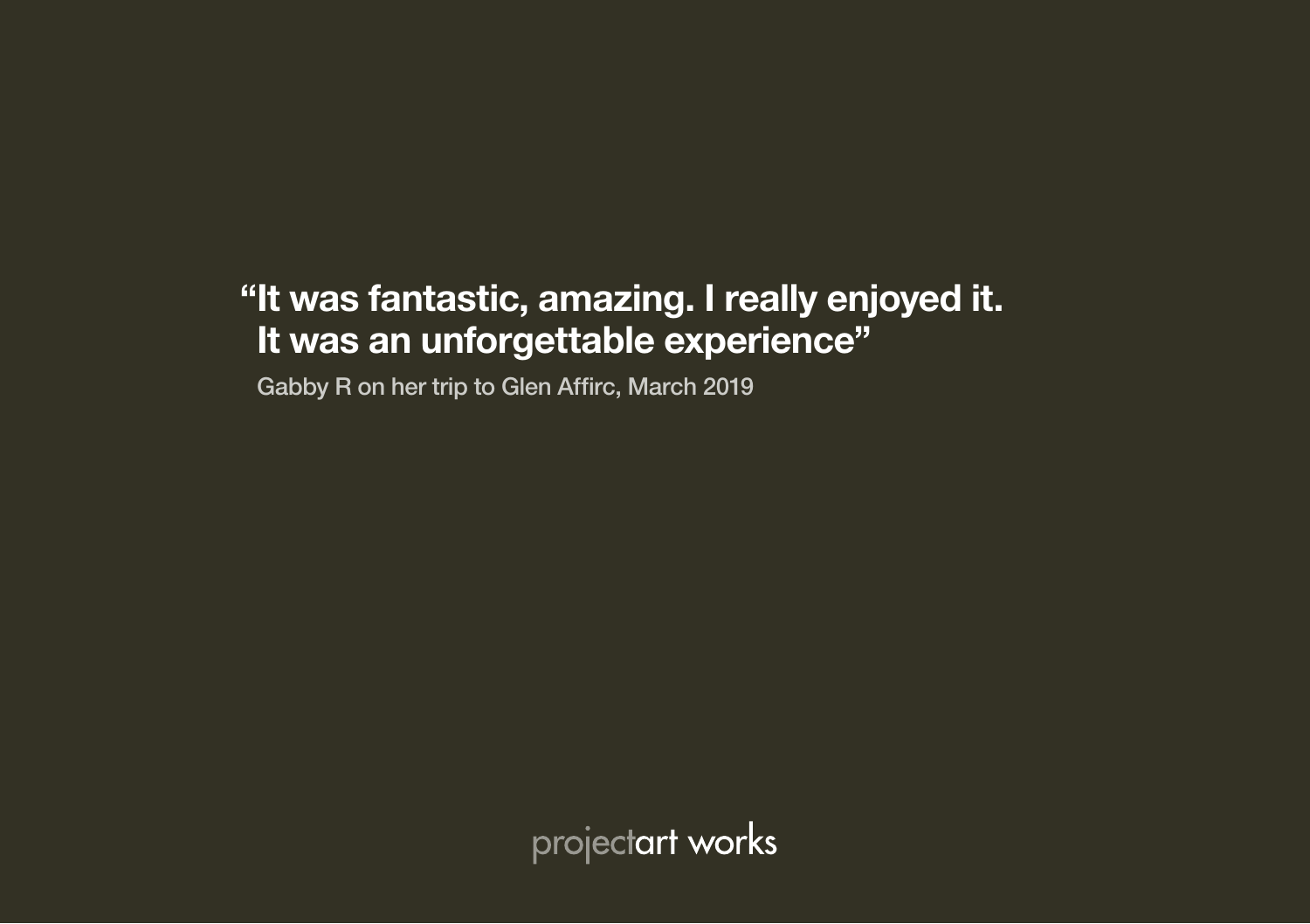**“It was fantastic, amazing. I really enjoyed it. It was an unforgettable experience”**

Gabby R on her trip to Glen Affirc, March 2019

projectart works